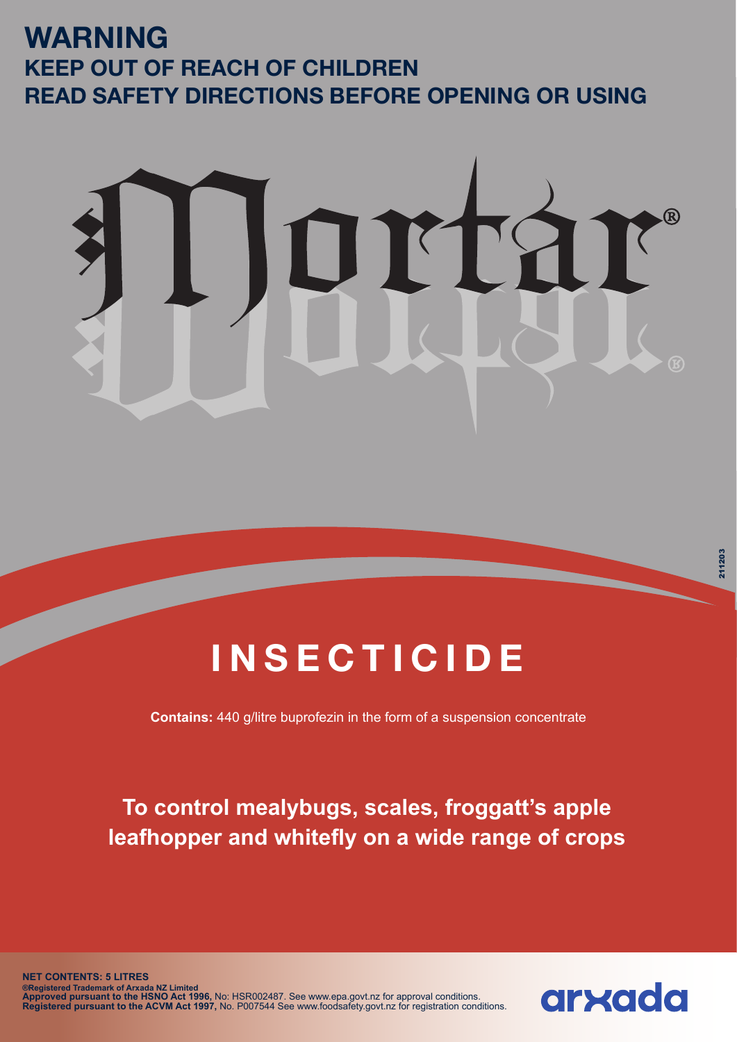# WARNING

## KEEP OUT OF REACH OF CHILDREN

## READ SAFETY DIRECTIONS BEFORE OPENING OR USING

# Mortar®

211203

# INSECTICIDE

**Contains:** 440 g/litre buprofezin in the form of a suspension concentrate

**To control mealybugs, scales, froggatt's apple leafhopper and whitefly on a wide range of crops**

**NET CONTENTS: 5 LITRES**

**®Registered Trademark of Arxada NZ Limited**

**Approved pursuant to the HSNO Act 1996,** No: HSR002487. See www.epa.govt.nz for approval conditions.

**Registered pursuant to the ACVM Act 1997,** No. P007544 See www.foodsafety.govt.nz for registration conditions.

arxada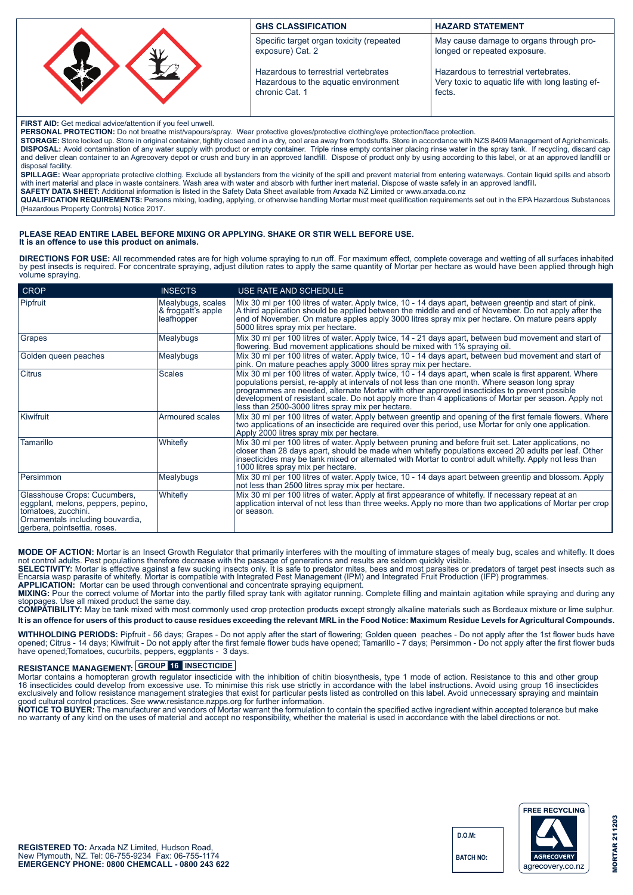| GHS CLASSIFICATION | HAZARD STATEMENT |
|---|---|
| Specific target organ toxicity (repeated exposure) Cat. 2 | May cause damage to organs through prolonged or repeated exposure. |
| Hazardous to terrestrial vertebrates<br>Hazardous to the aquatic environment chronic Cat. 1 | Hazardous to terrestrial vertebrates.<br>Very toxic to aquatic life with long lasting effects. |

**FIRST AID:** Get medical advice/attention if you feel unwell.
**PERSONAL PROTECTION:** Do not breathe mist/vapours/spray. Wear protective gloves/protective clothing/eye protection/face protection.
**STORAGE:** Store locked up. Store in original container, tightly closed and in a dry, cool area away from foodstuffs. Store in accordance with NZS 8409 Management of Agrichemicals.
**DISPOSAL:** Avoid contamination of any water supply with product or empty container. Triple rinse empty container placing rinse water in the spray tank. If recycling, discard cap and deliver clean container to an Agrecovery depot or crush and bury in an approved landfill. Dispose of product only by using according to this label, or at an approved landfill or disposal facility.
**SPILLAGE:** Wear appropriate protective clothing. Exclude all bystanders from the vicinity of the spill and prevent material from entering waterways. Contain liquid spills and absorb with inert material and place in waste containers. Wash area with water and absorb with further inert material. Dispose of waste safely in an approved landfill.
**SAFETY DATA SHEET:** Additional information is listed in the Safety Data Sheet available from Arxada NZ Limited or www.arxada.co.nz
**QUALIFICATION REQUIREMENTS:** Persons mixing, loading, applying, or otherwise handling Mortar must meet qualification requirements set out in the EPA Hazardous Substances (Hazardous Property Controls) Notice 2017.

**PLEASE READ ENTIRE LABEL BEFORE MIXING OR APPLYING. SHAKE OR STIR WELL BEFORE USE.**
**It is an offence to use this product on animals.**

**DIRECTIONS FOR USE:** All recommended rates are for high volume spraying to run off. For maximum effect, complete coverage and wetting of all surfaces inhabited by pest insects is required. For concentrate spraying, adjust dilution rates to apply the same quantity of Mortar per hectare as would have been applied through high volume spraying.

| CROP | INSECTS | USE RATE AND SCHEDULE |
|---|---|---|
| Pipfruit | Mealybugs, scales & froggatt's apple leafhopper | Mix 30 ml per 100 litres of water. Apply twice, 10 - 14 days apart, between greentip and start of pink. A third application should be applied between the middle and end of November. Do not apply after the end of November. On mature apples apply 3000 litres spray mix per hectare. On mature pears apply 5000 litres spray mix per hectare. |
| Grapes | Mealybugs | Mix 30 ml per 100 litres of water. Apply twice, 14 - 21 days apart, between bud movement and start of flowering. Bud movement applications should be mixed with 1% spraying oil. |
| Golden queen peaches | Mealybugs | Mix 30 ml per 100 litres of water. Apply twice, 10 - 14 days apart, between bud movement and start of pink. On mature peaches apply 3000 litres spray mix per hectare. |
| Citrus | Scales | Mix 30 ml per 100 litres of water. Apply twice, 10 - 14 days apart, when scale is first apparent. Where populations persist, re-apply at intervals of not less than one month. Where season long spray programmes are needed, alternate Mortar with other approved insecticides to prevent possible development of resistant scale. Do not apply more than 4 applications of Mortar per season. Apply not less than 2500-3000 litres spray mix per hectare. |
| Kiwifruit | Armoured scales | Mix 30 ml per 100 litres of water. Apply between greentip and opening of the first female flowers. Where two applications of an insecticide are required over this period, use Mortar for only one application. Apply 2000 litres spray mix per hectare. |
| Tamarillo | Whitefly | Mix 30 ml per 100 litres of water. Apply between pruning and before fruit set. Later applications, no closer than 28 days apart, should be made when whitefly populations exceed 20 adults per leaf. Other insecticides may be tank mixed or alternated with Mortar to control adult whitefly. Apply not less than 1000 litres spray mix per hectare. |
| Persimmon | Mealybugs | Mix 30 ml per 100 litres of water. Apply twice, 10 - 14 days apart between greentip and blossom. Apply not less than 2500 litres spray mix per hectare. |
| Glasshouse Crops: Cucumbers, eggplant, melons, peppers, pepino, tomatoes, zucchini. Ornamentals including bouvardia, gerbera, pointsettia, roses. | Whitefly | Mix 30 ml per 100 litres of water. Apply at first appearance of whitefly. If necessary repeat at an application interval of not less than three weeks. Apply no more than two applications of Mortar per crop or season. |

**MODE OF ACTION:** Mortar is an Insect Growth Regulator that primarily interferes with the moulting of immature stages of mealy bug, scales and whitefly. It does not control adults. Pest populations therefore decrease with the passage of generations and results are seldom quickly visible.
**SELECTIVITY:** Mortar is effective against a few sucking insects only. It is safe to predator mites, bees and most parasites or predators of target pest insects such as Encarsia wasp parasite of whitefly. Mortar is compatible with Integrated Pest Management (IPM) and Integrated Fruit Production (IFP) programmes.
**APPLICATION:** Mortar can be used through conventional and concentrate spraying equipment.
**MIXING:** Pour the correct volume of Mortar into the partly filled spray tank with agitator running. Complete filling and maintain agitation while spraying and during any stoppages. Use all mixed product the same day.
**COMPATIBILITY:** May be tank mixed with most commonly used crop protection products except strongly alkaline materials such as Bordeaux mixture or lime sulphur.
**It is an offence for users of this product to cause residues exceeding the relevant MRL in the Food Notice: Maximum Residue Levels for Agricultural Compounds.**

**WITHHOLDING PERIODS:** Pipfruit - 56 days; Grapes - Do not apply after the start of flowering; Golden queen peaches - Do not apply after the 1st flower buds have opened; Citrus - 14 days; Kiwifruit - Do not apply after the first female flower buds have opened; Tamarillo - 7 days; Persimmon - Do not apply after the first flower buds have opened;Tomatoes, cucurbits, peppers, eggplants - 3 days.

**RESISTANCE MANAGEMENT:** **GROUP 16 INSECTICIDE**
Mortar contains a homopteran growth regulator insecticide with the inhibition of chitin biosynthesis, type 1 mode of action. Resistance to this and other group 16 insecticides could develop from excessive use. To minimise this risk use strictly in accordance with the label instructions. Avoid using group 16 insecticides exclusively and follow resistance management strategies that exist for particular pests listed as controlled on this label. Avoid unnecessary spraying and maintain good cultural control practices. See www.resistance.nzpps.org for further information.
**NOTICE TO BUYER:** The manufacturer and vendors of Mortar warrant the formulation to contain the specified active ingredient within accepted tolerance but make no warranty of any kind on the uses of material and accept no responsibility, whether the material is used in accordance with the label directions or not.

**REGISTERED TO:** Arxada NZ Limited, Hudson Road, New Plymouth, NZ. Tel: 06-755-9234 Fax: 06-755-1174
**EMERGENCY PHONE: 0800 CHEMCALL - 0800 243 622**

D.O.M:

BATCH NO:

FREE RECYCLING
AGRECOVERY
agrecovery.co.nz

MORTAR 211203